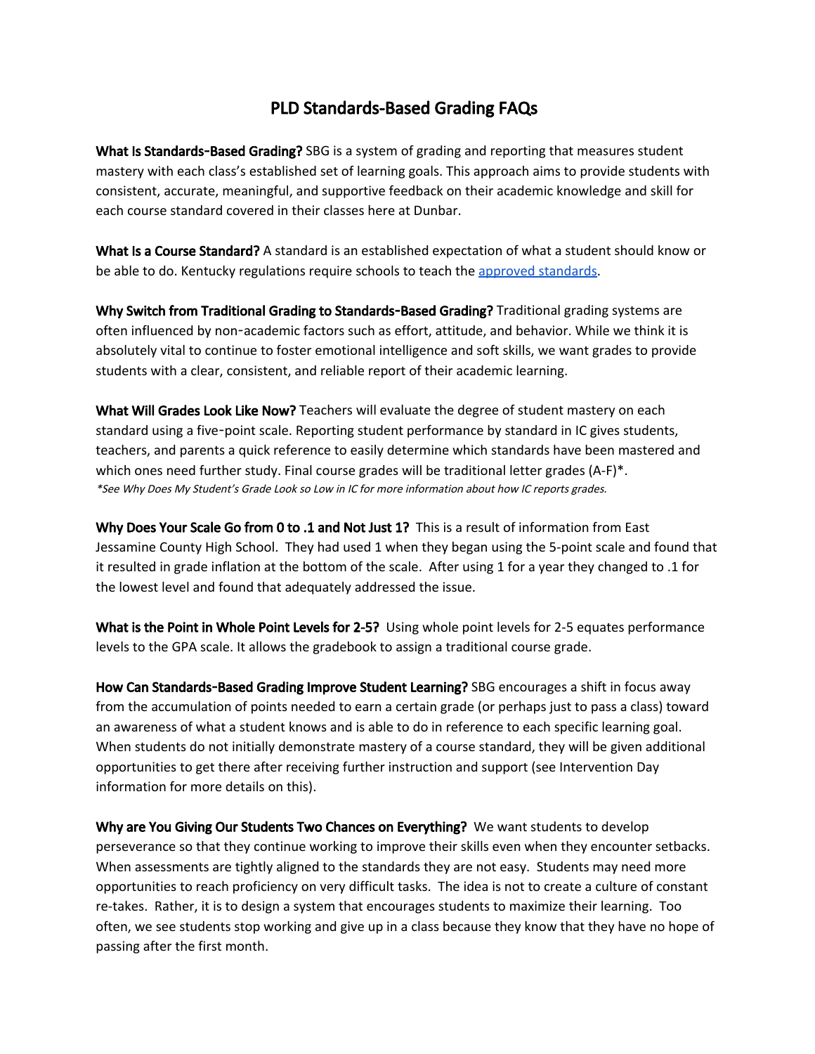# PLD Standards-Based Grading FAQs

**What Is Standards-Based Grading?** SBG is a system of grading and reporting that measures student mastery with each class's established set of learning goals. This approach aims to provide students with consistent, accurate, meaningful, and supportive feedback on their academic knowledge and skill for each course standard covered in their classes here at Dunbar.

**What Is a Course Standard?** A standard is an established expectation of what a student should know or be able to do. Kentucky regulations require schools to teach the [approved standards](approved standards).

**Why Switch from Traditional Grading to Standards-Based Grading?** Traditional grading systems are often influenced by non-academic factors such as effort, attitude, and behavior. While we think it is absolutely vital to continue to foster emotional intelligence and soft skills, we want grades to provide students with a clear, consistent, and reliable report of their academic learning.

**What Will Grades Look Like Now?** Teachers will evaluate the degree of student mastery on each standard using a five-point scale. Reporting student performance by standard in IC gives students, teachers, and parents a quick reference to easily determine which standards have been mastered and which ones need further study. Final course grades will be traditional letter grades (A-F)*.

*\*See Why Does My Student's Grade Look so Low in IC for more information about how IC reports grades.*

**Why Does Your Scale Go from 0 to .1 and Not Just 1?** This is a result of information from East Jessamine County High School. They had used 1 when they began using the 5-point scale and found that it resulted in grade inflation at the bottom of the scale. After using 1 for a year they changed to .1 for the lowest level and found that adequately addressed the issue.

**What is the Point in Whole Point Levels for 2-5?** Using whole point levels for 2-5 equates performance levels to the GPA scale. It allows the gradebook to assign a traditional course grade.

**How Can Standards-Based Grading Improve Student Learning?** SBG encourages a shift in focus away from the accumulation of points needed to earn a certain grade (or perhaps just to pass a class) toward an awareness of what a student knows and is able to do in reference to each specific learning goal. When students do not initially demonstrate mastery of a course standard, they will be given additional opportunities to get there after receiving further instruction and support (see Intervention Day information for more details on this).

**Why are You Giving Our Students Two Chances on Everything?** We want students to develop perseverance so that they continue working to improve their skills even when they encounter setbacks. When assessments are tightly aligned to the standards they are not easy. Students may need more opportunities to reach proficiency on very difficult tasks. The idea is not to create a culture of constant re-takes. Rather, it is to design a system that encourages students to maximize their learning. Too often, we see students stop working and give up in a class because they know that they have no hope of passing after the first month.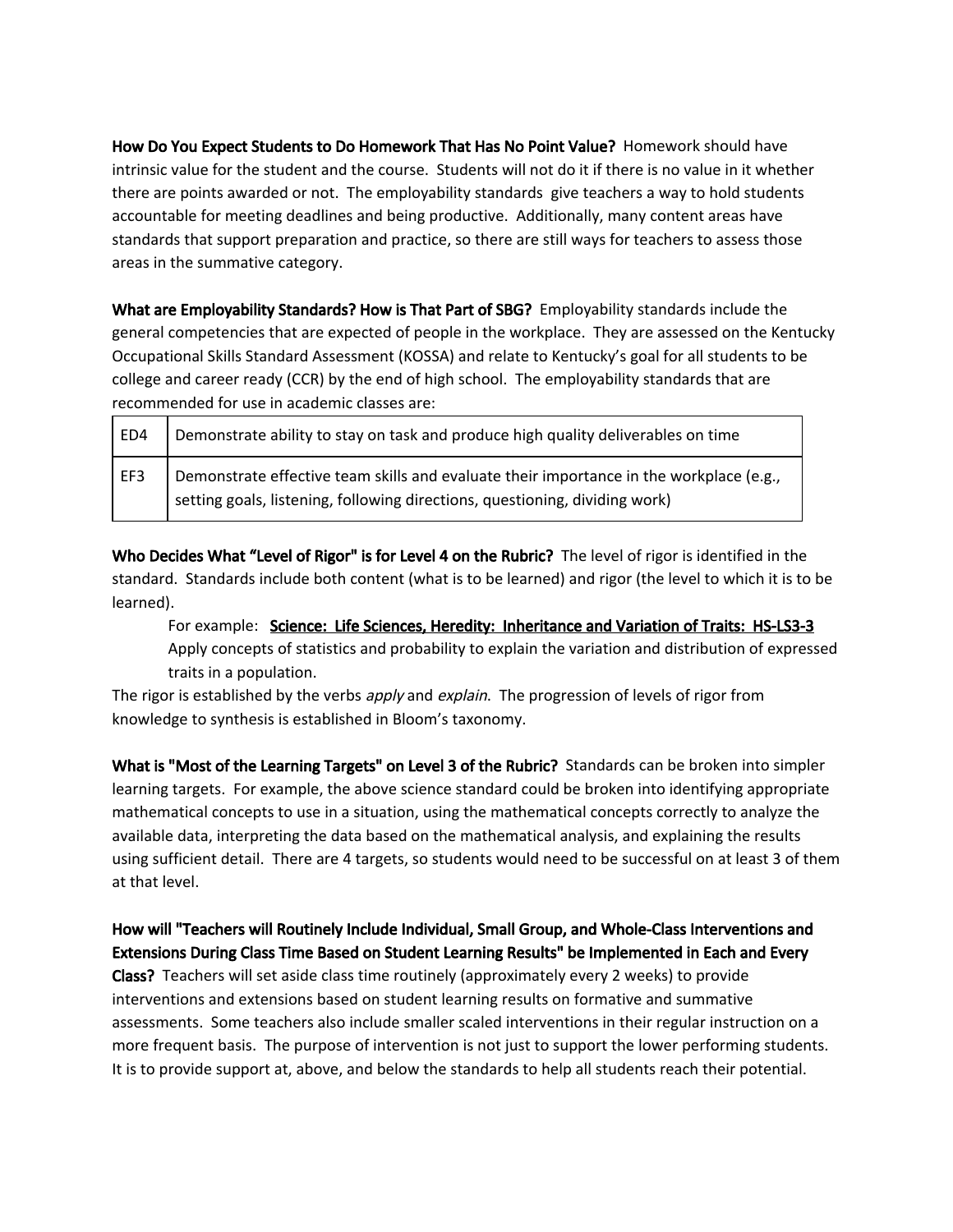**How Do You Expect Students to Do Homework That Has No Point Value?** Homework should have intrinsic value for the student and the course. Students will not do it if there is no value in it whether there are points awarded or not. The employability standards give teachers a way to hold students accountable for meeting deadlines and being productive. Additionally, many content areas have standards that support preparation and practice, so there are still ways for teachers to assess those areas in the summative category.

**What are Employability Standards? How is That Part of SBG?** Employability standards include the general competencies that are expected of people in the workplace. They are assessed on the Kentucky Occupational Skills Standard Assessment (KOSSA) and relate to Kentucky's goal for all students to be college and career ready (CCR) by the end of high school. The employability standards that are recommended for use in academic classes are:

| | |
|---|---|
| ED4 | Demonstrate ability to stay on task and produce high quality deliverables on time |
| EF3 | Demonstrate effective team skills and evaluate their importance in the workplace (e.g., setting goals, listening, following directions, questioning, dividing work) |

**Who Decides What "Level of Rigor" is for Level 4 on the Rubric?** The level of rigor is identified in the standard. Standards include both content (what is to be learned) and rigor (the level to which it is to be learned).

> For example: **Science: Life Sciences, Heredity: Inheritance and Variation of Traits: HS-LS3-3**
> Apply concepts of statistics and probability to explain the variation and distribution of expressed traits in a population.

The rigor is established by the verbs *apply* and *explain*. The progression of levels of rigor from knowledge to synthesis is established in Bloom's taxonomy.

**What is "Most of the Learning Targets" on Level 3 of the Rubric?** Standards can be broken into simpler learning targets. For example, the above science standard could be broken into identifying appropriate mathematical concepts to use in a situation, using the mathematical concepts correctly to analyze the available data, interpreting the data based on the mathematical analysis, and explaining the results using sufficient detail. There are 4 targets, so students would need to be successful on at least 3 of them at that level.

**How will "Teachers will Routinely Include Individual, Small Group, and Whole-Class Interventions and Extensions During Class Time Based on Student Learning Results" be Implemented in Each and Every Class?** Teachers will set aside class time routinely (approximately every 2 weeks) to provide interventions and extensions based on student learning results on formative and summative assessments. Some teachers also include smaller scaled interventions in their regular instruction on a more frequent basis. The purpose of intervention is not just to support the lower performing students. It is to provide support at, above, and below the standards to help all students reach their potential.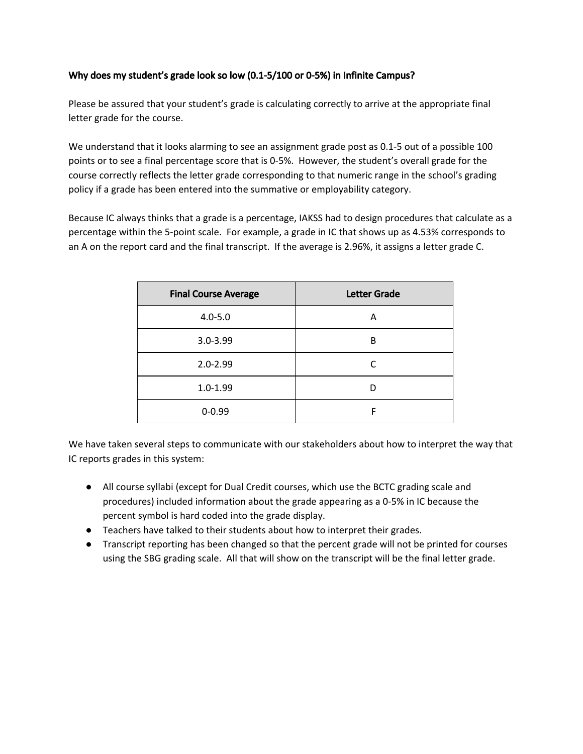**Why does my student's grade look so low (0.1-5/100 or 0-5%) in Infinite Campus?**

Please be assured that your student's grade is calculating correctly to arrive at the appropriate final letter grade for the course.

We understand that it looks alarming to see an assignment grade post as 0.1-5 out of a possible 100 points or to see a final percentage score that is 0-5%. However, the student's overall grade for the course correctly reflects the letter grade corresponding to that numeric range in the school's grading policy if a grade has been entered into the summative or employability category.

Because IC always thinks that a grade is a percentage, IAKSS had to design procedures that calculate as a percentage within the 5-point scale. For example, a grade in IC that shows up as 4.53% corresponds to an A on the report card and the final transcript. If the average is 2.96%, it assigns a letter grade C.

| Final Course Average | Letter Grade |
| --- | --- |
| 4.0-5.0 | A |
| 3.0-3.99 | B |
| 2.0-2.99 | C |
| 1.0-1.99 | D |
| 0-0.99 | F |

We have taken several steps to communicate with our stakeholders about how to interpret the way that IC reports grades in this system:

- All course syllabi (except for Dual Credit courses, which use the BCTC grading scale and procedures) included information about the grade appearing as a 0-5% in IC because the percent symbol is hard coded into the grade display.
- Teachers have talked to their students about how to interpret their grades.
- Transcript reporting has been changed so that the percent grade will not be printed for courses using the SBG grading scale. All that will show on the transcript will be the final letter grade.